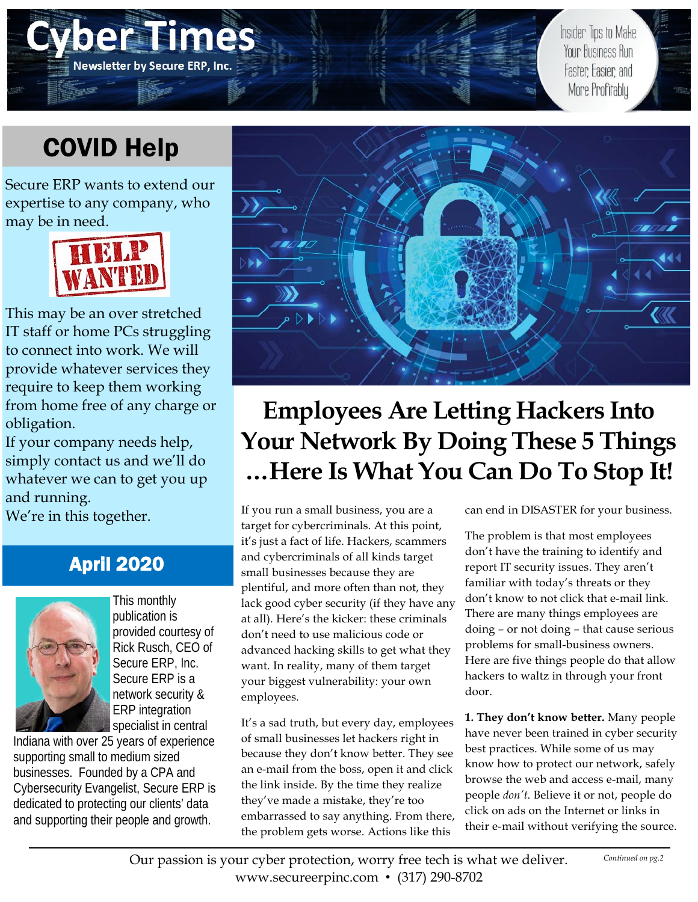# Cyber Times

Newsletter by Secure ERP, Inc.

Insider Tips to Make Your Business Run Faster, Easier, and More Profitably

## COVID Help

Secure ERP wants to extend our expertise to any company, who may be in need.

HELP WANTED

This may be an over stretched IT staff or home PCs struggling to connect into work. We will provide whatever services they require to keep them working from home free of any charge or obligation.

If your company needs help, simply contact us and we'll do whatever we can to get you up and running.

We're in this together.

## April 2020

This monthly publication is provided courtesy of Rick Rusch, CEO of Secure ERP, Inc. Secure ERP is a network security & ERP integration specialist in central Indiana with over 25 years of experience supporting small to medium sized businesses. Founded by a CPA and Cybersecurity Evangelist, Secure ERP is dedicated to protecting our clients' data and supporting their people and growth.

# Employees Are Letting Hackers Into Your Network By Doing These 5 Things …Here Is What You Can Do To Stop It!

If you run a small business, you are a target for cybercriminals. At this point, it's just a fact of life. Hackers, scammers and cybercriminals of all kinds target small businesses because they are plentiful, and more often than not, they lack good cyber security (if they have any at all). Here's the kicker: these criminals don't need to use malicious code or advanced hacking skills to get what they want. In reality, many of them target your biggest vulnerability: your own employees.

It's a sad truth, but every day, employees of small businesses let hackers right in because they don't know better. They see an e-mail from the boss, open it and click the link inside. By the time they realize they've made a mistake, they're too embarrassed to say anything. From there, the problem gets worse. Actions like this can end in DISASTER for your business.

The problem is that most employees don't have the training to identify and report IT security issues. They aren't familiar with today's threats or they don't know to not click that e-mail link. There are many things employees are doing – or not doing – that cause serious problems for small-business owners. Here are five things people do that allow hackers to waltz in through your front door.

**1. They don't know better.** Many people have never been trained in cyber security best practices. While some of us may know how to protect our network, safely browse the web and access e-mail, many people *don't*. Believe it or not, people do click on ads on the Internet or links in their e-mail without verifying the source.

*Continued on pg.2*

Our passion is your cyber protection, worry free tech is what we deliver.
www.secureerpinc.com • (317) 290-8702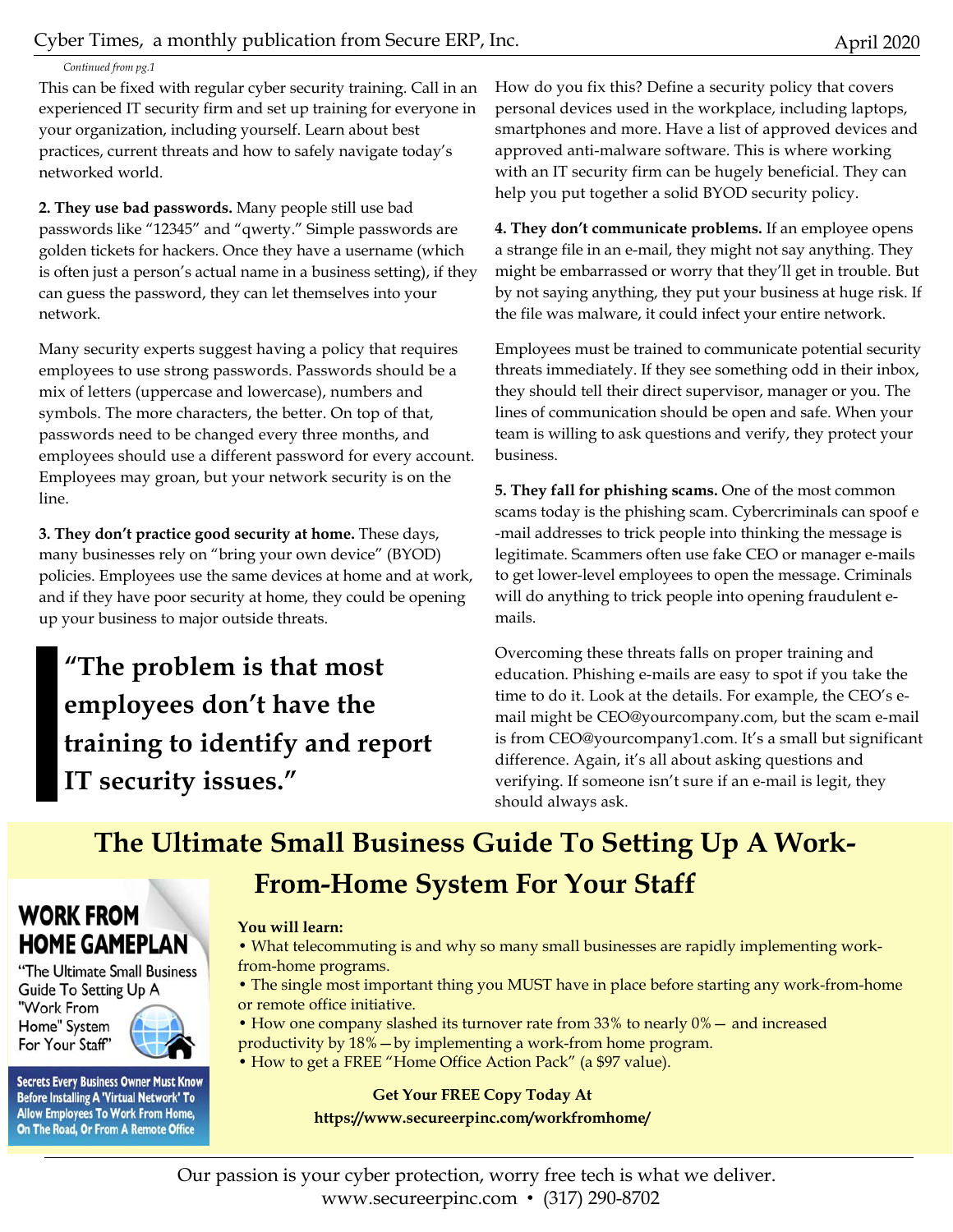*Continued from pg.1*

This can be fixed with regular cyber security training. Call in an experienced IT security firm and set up training for everyone in your organization, including yourself. Learn about best practices, current threats and how to safely navigate today's networked world.

**2. They use bad passwords.** Many people still use bad passwords like "12345" and "qwerty." Simple passwords are golden tickets for hackers. Once they have a username (which is often just a person's actual name in a business setting), if they can guess the password, they can let themselves into your network.

Many security experts suggest having a policy that requires employees to use strong passwords. Passwords should be a mix of letters (uppercase and lowercase), numbers and symbols. The more characters, the better. On top of that, passwords need to be changed every three months, and employees should use a different password for every account. Employees may groan, but your network security is on the line.

**3. They don't practice good security at home.** These days, many businesses rely on "bring your own device" (BYOD) policies. Employees use the same devices at home and at work, and if they have poor security at home, they could be opening up your business to major outside threats.

> **"The problem is that most employees don't have the training to identify and report IT security issues."**

How do you fix this? Define a security policy that covers personal devices used in the workplace, including laptops, smartphones and more. Have a list of approved devices and approved anti-malware software. This is where working with an IT security firm can be hugely beneficial. They can help you put together a solid BYOD security policy.

**4. They don't communicate problems.** If an employee opens a strange file in an e-mail, they might not say anything. They might be embarrassed or worry that they'll get in trouble. But by not saying anything, they put your business at huge risk. If the file was malware, it could infect your entire network.

Employees must be trained to communicate potential security threats immediately. If they see something odd in their inbox, they should tell their direct supervisor, manager or you. The lines of communication should be open and safe. When your team is willing to ask questions and verify, they protect your business.

**5. They fall for phishing scams.** One of the most common scams today is the phishing scam. Cybercriminals can spoof e-mail addresses to trick people into thinking the message is legitimate. Scammers often use fake CEO or manager e-mails to get lower-level employees to open the message. Criminals will do anything to trick people into opening fraudulent e-mails.

Overcoming these threats falls on proper training and education. Phishing e-mails are easy to spot if you take the time to do it. Look at the details. For example, the CEO's e-mail might be CEO@yourcompany.com, but the scam e-mail is from CEO@yourcompany1.com. It's a small but significant difference. Again, it's all about asking questions and verifying. If someone isn't sure if an e-mail is legit, they should always ask.

## The Ultimate Small Business Guide To Setting Up A Work-From-Home System For Your Staff

WORK FROM HOME GAMEPLAN

"The Ultimate Small Business Guide To Setting Up A "Work From Home" System For Your Staff"

Secrets Every Business Owner Must Know Before Installing A 'Virtual Network' To Allow Employees To Work From Home, On The Road, Or From A Remote Office

**You will learn:**

- What telecommuting is and why so many small businesses are rapidly implementing work-from-home programs.
- The single most important thing you MUST have in place before starting any work-from-home or remote office initiative.
- How one company slashed its turnover rate from 33% to nearly 0% — and increased productivity by 18%—by implementing a work-from home program.
- How to get a FREE "Home Office Action Pack" (a $97 value).

**Get Your FREE Copy Today At**
**https://www.secureerpinc.com/workfromhome/**

Our passion is your cyber protection, worry free tech is what we deliver.
www.secureerpinc.com • (317) 290-8702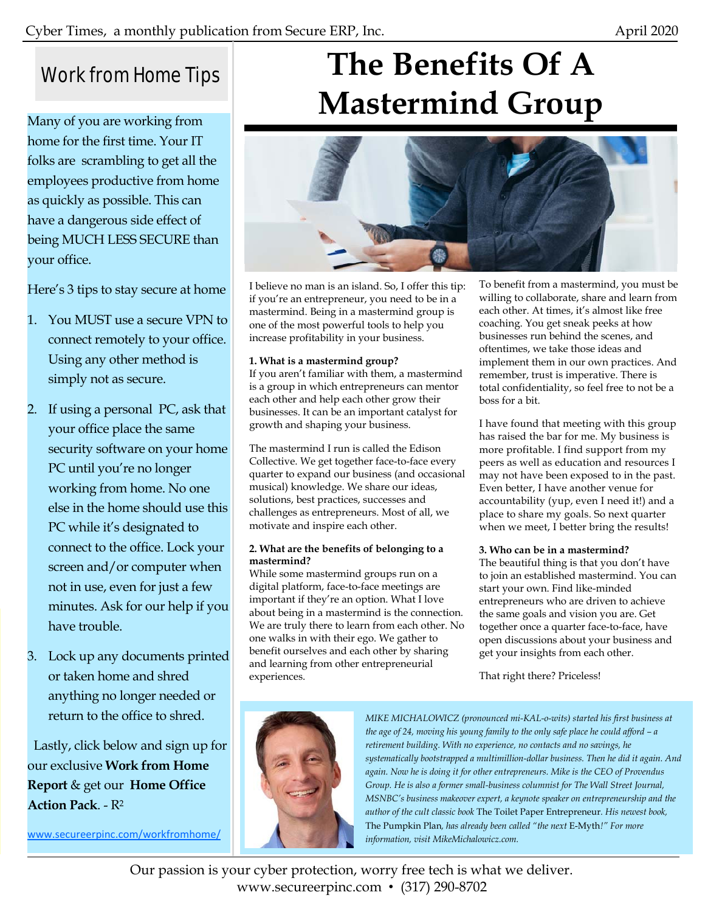## Work from Home Tips

Many of you are working from home for the first time. Your IT folks are scrambling to get all the employees productive from home as quickly as possible. This can have a dangerous side effect of being MUCH LESS SECURE than your office.

Here's 3 tips to stay secure at home

1. You MUST use a secure VPN to connect remotely to your office. Using any other method is simply not as secure.
2. If using a personal PC, ask that your office place the same security software on your home PC until you're no longer working from home. No one else in the home should use this PC while it's designated to connect to the office. Lock your screen and/or computer when not in use, even for just a few minutes. Ask for our help if you have trouble.
3. Lock up any documents printed or taken home and shred anything no longer needed or return to the office to shred.

Lastly, click below and sign up for our exclusive **Work from Home Report** & get our **Home Office Action Pack**. - $R^2$

www.secureerpinc.com/workfromhome/

# The Benefits Of A Mastermind Group

I believe no man is an island. So, I offer this tip: if you're an entrepreneur, you need to be in a mastermind. Being in a mastermind group is one of the most powerful tools to help you increase profitability in your business.

**1. What is a mastermind group?**
If you aren't familiar with them, a mastermind is a group in which entrepreneurs can mentor each other and help each other grow their businesses. It can be an important catalyst for growth and shaping your business.

The mastermind I run is called the Edison Collective. We get together face-to-face every quarter to expand our business (and occasional musical) knowledge. We share our ideas, solutions, best practices, successes and challenges as entrepreneurs. Most of all, we motivate and inspire each other.

**2. What are the benefits of belonging to a mastermind?**
While some mastermind groups run on a digital platform, face-to-face meetings are important if they're an option. What I love about being in a mastermind is the connection. We are truly there to learn from each other. No one walks in with their ego. We gather to benefit ourselves and each other by sharing and learning from other entrepreneurial experiences.

To benefit from a mastermind, you must be willing to collaborate, share and learn from each other. At times, it's almost like free coaching. You get sneak peeks at how businesses run behind the scenes, and oftentimes, we take those ideas and implement them in our own practices. And remember, trust is imperative. There is total confidentiality, so feel free to not be a boss for a bit.

I have found that meeting with this group has raised the bar for me. My business is more profitable. I find support from my peers as well as education and resources I may not have been exposed to in the past. Even better, I have another venue for accountability (yup, even I need it!) and a place to share my goals. So next quarter when we meet, I better bring the results!

**3. Who can be in a mastermind?**
The beautiful thing is that you don't have to join an established mastermind. You can start your own. Find like-minded entrepreneurs who are driven to achieve the same goals and vision you are. Get together once a quarter face-to-face, have open discussions about your business and get your insights from each other.

That right there? Priceless!

*MIKE MICHALOWICZ (pronounced mi-KAL-o-wits) started his first business at the age of 24, moving his young family to the only safe place he could afford – a retirement building. With no experience, no contacts and no savings, he systematically bootstrapped a multimillion-dollar business. Then he did it again. And again. Now he is doing it for other entrepreneurs. Mike is the CEO of Provendus Group. He is also a former small-business columnist for The Wall Street Journal, MSNBC's business makeover expert, a keynote speaker on entrepreneurship and the author of the cult classic book* The Toilet Paper Entrepreneur. *His newest book,* The Pumpkin Plan, *has already been called "the next* E-Myth*!" For more information, visit MikeMichalowicz.com.*

Our passion is your cyber protection, worry free tech is what we deliver.
www.secureerpinc.com • (317) 290-8702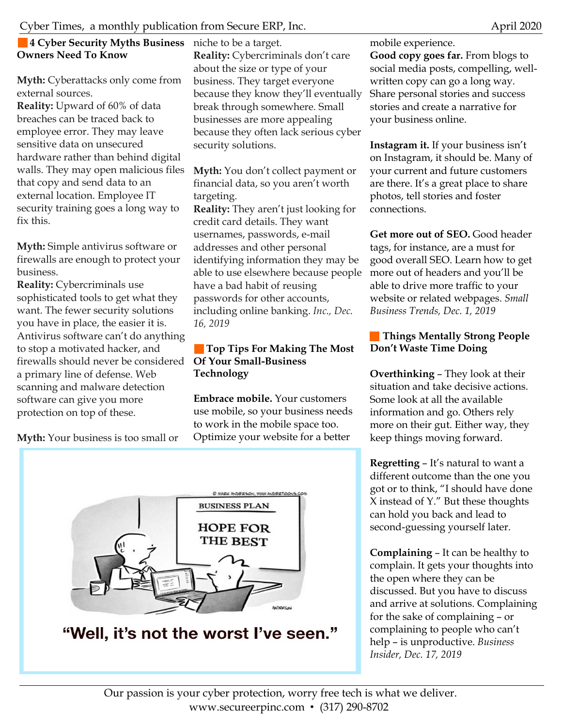## 4 Cyber Security Myths Business Owners Need To Know

**Myth:** Cyberattacks only come from external sources.
**Reality:** Upward of 60% of data breaches can be traced back to employee error. They may leave sensitive data on unsecured hardware rather than behind digital walls. They may open malicious files that copy and send data to an external location. Employee IT security training goes a long way to fix this.

**Myth:** Simple antivirus software or firewalls are enough to protect your business.
**Reality:** Cybercriminals use sophisticated tools to get what they want. The fewer security solutions you have in place, the easier it is. Antivirus software can't do anything to stop a motivated hacker, and firewalls should never be considered a primary line of defense. Web scanning and malware detection software can give you more protection on top of these.

**Myth:** Your business is too small or niche to be a target.
**Reality:** Cybercriminals don't care about the size or type of your business. They target everyone because they know they'll eventually break through somewhere. Small businesses are more appealing because they often lack serious cyber security solutions.

**Myth:** You don't collect payment or financial data, so you aren't worth targeting.
**Reality:** They aren't just looking for credit card details. They want usernames, passwords, e-mail addresses and other personal identifying information they may be able to use elsewhere because people have a bad habit of reusing passwords for other accounts, including online banking. *Inc., Dec. 16, 2019*

## Top Tips For Making The Most Of Your Small-Business Technology

**Embrace mobile.** Your customers use mobile, so your business needs to work in the mobile space too. Optimize your website for a better mobile experience.

**Good copy goes far.** From blogs to social media posts, compelling, well-written copy can go a long way. Share personal stories and success stories and create a narrative for your business online.

**Instagram it.** If your business isn't on Instagram, it should be. Many of your current and future customers are there. It's a great place to share photos, tell stories and foster connections.

**Get more out of SEO.** Good header tags, for instance, are a must for good overall SEO. Learn how to get more out of headers and you'll be able to drive more traffic to your website or related webpages. *Small Business Trends, Dec. 1, 2019*

"Well, it's not the worst I've seen."

## Things Mentally Strong People Don't Waste Time Doing

**Overthinking** – They look at their situation and take decisive actions. Some look at all the available information and go. Others rely more on their gut. Either way, they keep things moving forward.

**Regretting** – It's natural to want a different outcome than the one you got or to think, "I should have done X instead of Y." But these thoughts can hold you back and lead to second-guessing yourself later.

**Complaining** – It can be healthy to complain. It gets your thoughts into the open where they can be discussed. But you have to discuss and arrive at solutions. Complaining for the sake of complaining – or complaining to people who can't help – is unproductive. *Business Insider, Dec. 17, 2019*